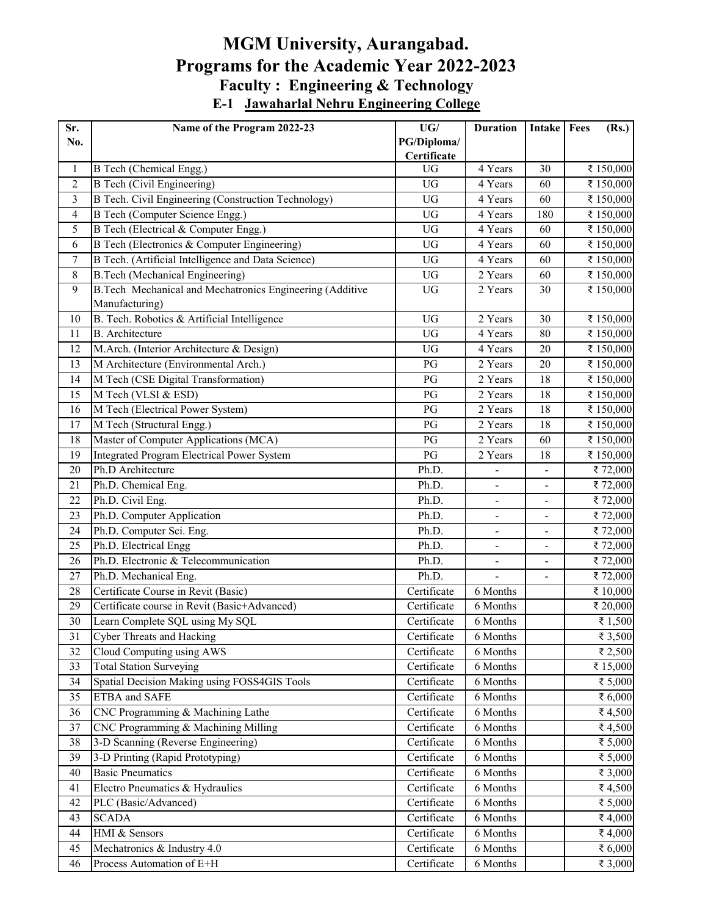# MGM University, Aurangabad.

# Programs for the Academic Year 2022-2023

## Faculty : Engineering & Technology

### E-1 Jawaharlal Nehru Engineering College

| Sr. No. | Name of the Program 2022-23 | UG/ PG/Diploma/ Certificate | Duration | Intake | Fees (Rs.) |
|---|---|---|---|---|---|
| 1 | B Tech (Chemical Engg.) | UG | 4 Years | 30 | ₹ 150,000 |
| 2 | B Tech (Civil Engineering) | UG | 4 Years | 60 | ₹ 150,000 |
| 3 | B Tech. Civil Engineering (Construction Technology) | UG | 4 Years | 60 | ₹ 150,000 |
| 4 | B Tech (Computer Science Engg.) | UG | 4 Years | 180 | ₹ 150,000 |
| 5 | B Tech (Electrical & Computer Engg.) | UG | 4 Years | 60 | ₹ 150,000 |
| 6 | B Tech (Electronics & Computer Engineering) | UG | 4 Years | 60 | ₹ 150,000 |
| 7 | B Tech. (Artificial Intelligence and Data Science) | UG | 4 Years | 60 | ₹ 150,000 |
| 8 | B.Tech (Mechanical Engineering) | UG | 2 Years | 60 | ₹ 150,000 |
| 9 | B.Tech Mechanical and Mechatronics Engineering (Additive Manufacturing) | UG | 2 Years | 30 | ₹ 150,000 |
| 10 | B. Tech. Robotics & Artificial Intelligence | UG | 2 Years | 30 | ₹ 150,000 |
| 11 | B. Architecture | UG | 4 Years | 80 | ₹ 150,000 |
| 12 | M.Arch. (Interior Architecture & Design) | UG | 4 Years | 20 | ₹ 150,000 |
| 13 | M Architecture (Environmental Arch.) | PG | 2 Years | 20 | ₹ 150,000 |
| 14 | M Tech (CSE Digital Transformation) | PG | 2 Years | 18 | ₹ 150,000 |
| 15 | M Tech (VLSI & ESD) | PG | 2 Years | 18 | ₹ 150,000 |
| 16 | M Tech (Electrical Power System) | PG | 2 Years | 18 | ₹ 150,000 |
| 17 | M Tech (Structural Engg.) | PG | 2 Years | 18 | ₹ 150,000 |
| 18 | Master of Computer Applications (MCA) | PG | 2 Years | 60 | ₹ 150,000 |
| 19 | Integrated Program Electrical Power System | PG | 2 Years | 18 | ₹ 150,000 |
| 20 | Ph.D Architecture | Ph.D. | - | - | ₹ 72,000 |
| 21 | Ph.D. Chemical Eng. | Ph.D. | - | - | ₹ 72,000 |
| 22 | Ph.D. Civil Eng. | Ph.D. | - | - | ₹ 72,000 |
| 23 | Ph.D. Computer Application | Ph.D. | - | - | ₹ 72,000 |
| 24 | Ph.D. Computer Sci. Eng. | Ph.D. | - | - | ₹ 72,000 |
| 25 | Ph.D. Electrical Engg | Ph.D. | - | - | ₹ 72,000 |
| 26 | Ph.D. Electronic & Telecommunication | Ph.D. | - | - | ₹ 72,000 |
| 27 | Ph.D. Mechanical Eng. | Ph.D. | - | - | ₹ 72,000 |
| 28 | Certificate Course in Revit (Basic) | Certificate | 6 Months | | ₹ 10,000 |
| 29 | Certificate course in Revit (Basic+Advanced) | Certificate | 6 Months | | ₹ 20,000 |
| 30 | Learn Complete SQL using My SQL | Certificate | 6 Months | | ₹ 1,500 |
| 31 | Cyber Threats and Hacking | Certificate | 6 Months | | ₹ 3,500 |
| 32 | Cloud Computing using AWS | Certificate | 6 Months | | ₹ 2,500 |
| 33 | Total Station Surveying | Certificate | 6 Months | | ₹ 15,000 |
| 34 | Spatial Decision Making using FOSS4GIS Tools | Certificate | 6 Months | | ₹ 5,000 |
| 35 | ETBA and SAFE | Certificate | 6 Months | | ₹ 6,000 |
| 36 | CNC Programming & Machining Lathe | Certificate | 6 Months | | ₹ 4,500 |
| 37 | CNC Programming & Machining Milling | Certificate | 6 Months | | ₹ 4,500 |
| 38 | 3-D Scanning (Reverse Engineering) | Certificate | 6 Months | | ₹ 5,000 |
| 39 | 3-D Printing (Rapid Prototyping) | Certificate | 6 Months | | ₹ 5,000 |
| 40 | Basic Pneumatics | Certificate | 6 Months | | ₹ 3,000 |
| 41 | Electro Pneumatics & Hydraulics | Certificate | 6 Months | | ₹ 4,500 |
| 42 | PLC (Basic/Advanced) | Certificate | 6 Months | | ₹ 5,000 |
| 43 | SCADA | Certificate | 6 Months | | ₹ 4,000 |
| 44 | HMI & Sensors | Certificate | 6 Months | | ₹ 4,000 |
| 45 | Mechatronics & Industry 4.0 | Certificate | 6 Months | | ₹ 6,000 |
| 46 | Process Automation of E+H | Certificate | 6 Months | | ₹ 3,000 |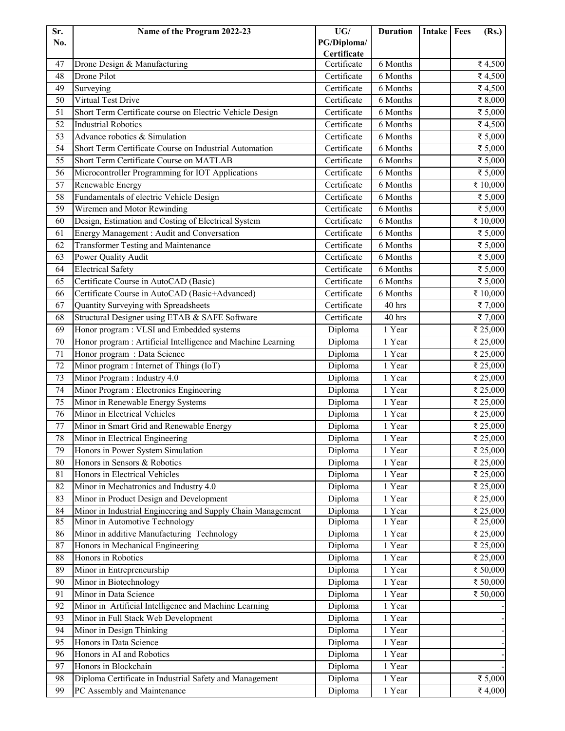| Sr. No. | Name of the Program 2022-23 | UG/ PG/Diploma/ Certificate | Duration | Intake | Fees (Rs.) |
|---|---|---|---|---|---|
| 47 | Drone Design & Manufacturing | Certificate | 6 Months | | ₹ 4,500 |
| 48 | Drone Pilot | Certificate | 6 Months | | ₹ 4,500 |
| 49 | Surveying | Certificate | 6 Months | | ₹ 4,500 |
| 50 | Virtual Test Drive | Certificate | 6 Months | | ₹ 8,000 |
| 51 | Short Term Certificate course on Electric Vehicle Design | Certificate | 6 Months | | ₹ 5,000 |
| 52 | Industrial Robotics | Certificate | 6 Months | | ₹ 4,500 |
| 53 | Advance robotics & Simulation | Certificate | 6 Months | | ₹ 5,000 |
| 54 | Short Term Certificate Course on Industrial Automation | Certificate | 6 Months | | ₹ 5,000 |
| 55 | Short Term Certificate Course on MATLAB | Certificate | 6 Months | | ₹ 5,000 |
| 56 | Microcontroller Programming for IOT Applications | Certificate | 6 Months | | ₹ 5,000 |
| 57 | Renewable Energy | Certificate | 6 Months | | ₹ 10,000 |
| 58 | Fundamentals of electric Vehicle Design | Certificate | 6 Months | | ₹ 5,000 |
| 59 | Wiremen and Motor Rewinding | Certificate | 6 Months | | ₹ 5,000 |
| 60 | Design, Estimation and Costing of Electrical System | Certificate | 6 Months | | ₹ 10,000 |
| 61 | Energy Management : Audit and Conversation | Certificate | 6 Months | | ₹ 5,000 |
| 62 | Transformer Testing and Maintenance | Certificate | 6 Months | | ₹ 5,000 |
| 63 | Power Quality Audit | Certificate | 6 Months | | ₹ 5,000 |
| 64 | Electrical Safety | Certificate | 6 Months | | ₹ 5,000 |
| 65 | Certificate Course in AutoCAD (Basic) | Certificate | 6 Months | | ₹ 5,000 |
| 66 | Certificate Course in AutoCAD (Basic+Advanced) | Certificate | 6 Months | | ₹ 10,000 |
| 67 | Quantity Surveying with Spreadsheets | Certificate | 40 hrs | | ₹ 7,000 |
| 68 | Structural Designer using ETAB & SAFE Software | Certificate | 40 hrs | | ₹ 7,000 |
| 69 | Honor program : VLSI and Embedded systems | Diploma | 1 Year | | ₹ 25,000 |
| 70 | Honor program : Artificial Intelligence and Machine Learning | Diploma | 1 Year | | ₹ 25,000 |
| 71 | Honor program : Data Science | Diploma | 1 Year | | ₹ 25,000 |
| 72 | Minor program : Internet of Things (IoT) | Diploma | 1 Year | | ₹ 25,000 |
| 73 | Minor Program : Industry 4.0 | Diploma | 1 Year | | ₹ 25,000 |
| 74 | Minor Program : Electronics Engineering | Diploma | 1 Year | | ₹ 25,000 |
| 75 | Minor in Renewable Energy Systems | Diploma | 1 Year | | ₹ 25,000 |
| 76 | Minor in Electrical Vehicles | Diploma | 1 Year | | ₹ 25,000 |
| 77 | Minor in Smart Grid and Renewable Energy | Diploma | 1 Year | | ₹ 25,000 |
| 78 | Minor in Electrical Engineering | Diploma | 1 Year | | ₹ 25,000 |
| 79 | Honors in Power System Simulation | Diploma | 1 Year | | ₹ 25,000 |
| 80 | Honors in Sensors & Robotics | Diploma | 1 Year | | ₹ 25,000 |
| 81 | Honors in Electrical Vehicles | Diploma | 1 Year | | ₹ 25,000 |
| 82 | Minor in Mechatronics and Industry 4.0 | Diploma | 1 Year | | ₹ 25,000 |
| 83 | Minor in Product Design and Development | Diploma | 1 Year | | ₹ 25,000 |
| 84 | Minor in Industrial Engineering and Supply Chain Management | Diploma | 1 Year | | ₹ 25,000 |
| 85 | Minor in Automotive Technology | Diploma | 1 Year | | ₹ 25,000 |
| 86 | Minor in additive Manufacturing Technology | Diploma | 1 Year | | ₹ 25,000 |
| 87 | Honors in Mechanical Engineering | Diploma | 1 Year | | ₹ 25,000 |
| 88 | Honors in Robotics | Diploma | 1 Year | | ₹ 25,000 |
| 89 | Minor in Entrepreneurship | Diploma | 1 Year | | ₹ 50,000 |
| 90 | Minor in Biotechnology | Diploma | 1 Year | | ₹ 50,000 |
| 91 | Minor in Data Science | Diploma | 1 Year | | ₹ 50,000 |
| 92 | Minor in Artificial Intelligence and Machine Learning | Diploma | 1 Year | | - |
| 93 | Minor in Full Stack Web Development | Diploma | 1 Year | | - |
| 94 | Minor in Design Thinking | Diploma | 1 Year | | - |
| 95 | Honors in Data Science | Diploma | 1 Year | | - |
| 96 | Honors in AI and Robotics | Diploma | 1 Year | | - |
| 97 | Honors in Blockchain | Diploma | 1 Year | | - |
| 98 | Diploma Certificate in Industrial Safety and Management | Diploma | 1 Year | | ₹ 5,000 |
| 99 | PC Assembly and Maintenance | Diploma | 1 Year | | ₹ 4,000 |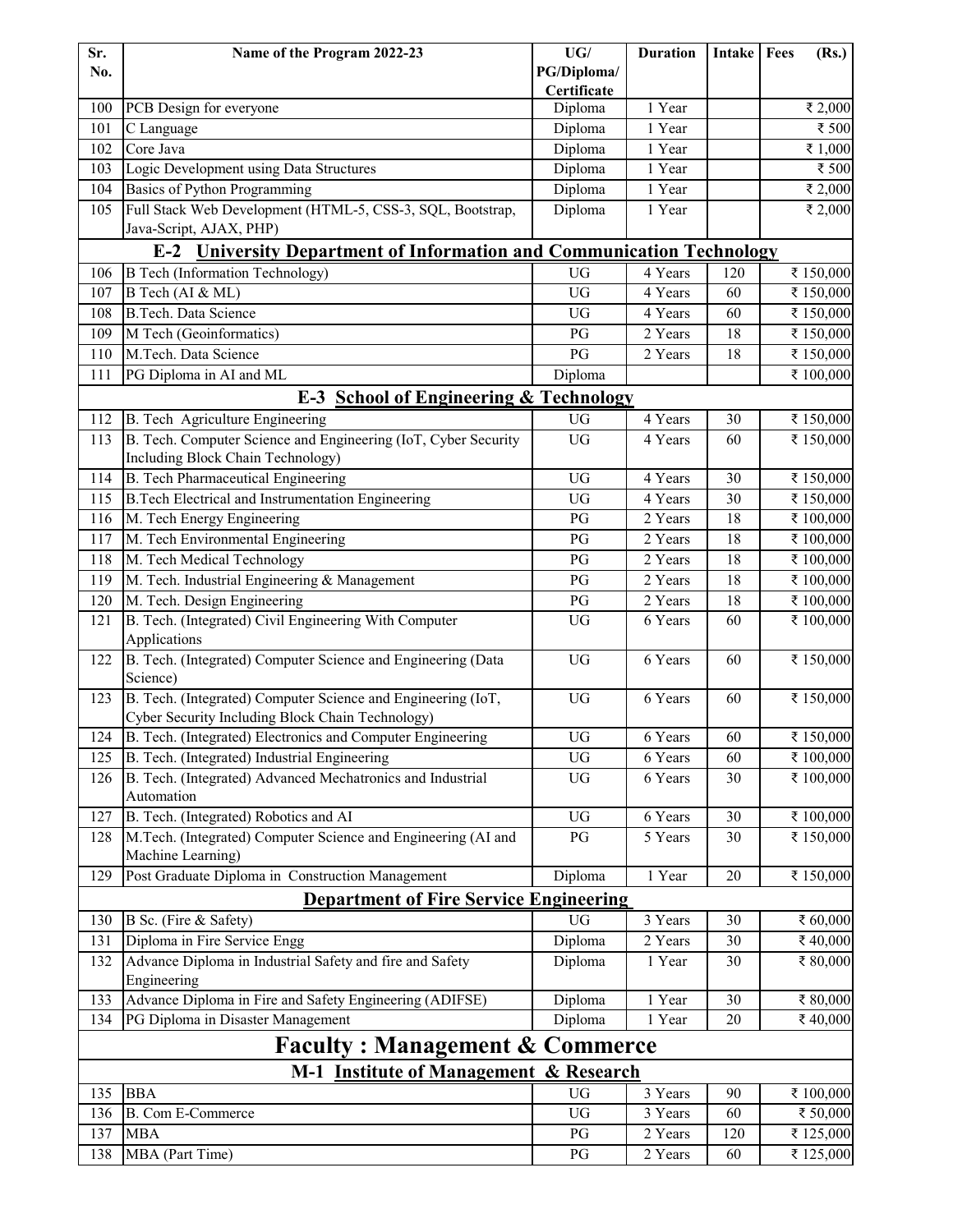| Sr. No. | Name of the Program 2022-23 | UG/ PG/Diploma/ Certificate | Duration | Intake | Fees (Rs.) |
|---|---|---|---|---|---|
| 100 | PCB Design for everyone | Diploma | 1 Year | | ₹ 2,000 |
| 101 | C Language | Diploma | 1 Year | | ₹ 500 |
| 102 | Core Java | Diploma | 1 Year | | ₹ 1,000 |
| 103 | Logic Development using Data Structures | Diploma | 1 Year | | ₹ 500 |
| 104 | Basics of Python Programming | Diploma | 1 Year | | ₹ 2,000 |
| 105 | Full Stack Web Development (HTML-5, CSS-3, SQL, Bootstrap, Java-Script, AJAX, PHP) | Diploma | 1 Year | | ₹ 2,000 |
| | **E-2 University Department of Information and Communication Technology** | | | | |
| 106 | B Tech (Information Technology) | UG | 4 Years | 120 | ₹ 150,000 |
| 107 | B Tech (AI & ML) | UG | 4 Years | 60 | ₹ 150,000 |
| 108 | B.Tech. Data Science | UG | 4 Years | 60 | ₹ 150,000 |
| 109 | M Tech (Geoinformatics) | PG | 2 Years | 18 | ₹ 150,000 |
| 110 | M.Tech. Data Science | PG | 2 Years | 18 | ₹ 150,000 |
| 111 | PG Diploma in AI and ML | Diploma | | | ₹ 100,000 |
| | **E-3 School of Engineering & Technology** | | | | |
| 112 | B. Tech Agriculture Engineering | UG | 4 Years | 30 | ₹ 150,000 |
| 113 | B. Tech. Computer Science and Engineering (IoT, Cyber Security Including Block Chain Technology) | UG | 4 Years | 60 | ₹ 150,000 |
| 114 | B. Tech Pharmaceutical Engineering | UG | 4 Years | 30 | ₹ 150,000 |
| 115 | B.Tech Electrical and Instrumentation Engineering | UG | 4 Years | 30 | ₹ 150,000 |
| 116 | M. Tech Energy Engineering | PG | 2 Years | 18 | ₹ 100,000 |
| 117 | M. Tech Environmental Engineering | PG | 2 Years | 18 | ₹ 100,000 |
| 118 | M. Tech Medical Technology | PG | 2 Years | 18 | ₹ 100,000 |
| 119 | M. Tech. Industrial Engineering & Management | PG | 2 Years | 18 | ₹ 100,000 |
| 120 | M. Tech. Design Engineering | PG | 2 Years | 18 | ₹ 100,000 |
| 121 | B. Tech. (Integrated) Civil Engineering With Computer Applications | UG | 6 Years | 60 | ₹ 100,000 |
| 122 | B. Tech. (Integrated) Computer Science and Engineering (Data Science) | UG | 6 Years | 60 | ₹ 150,000 |
| 123 | B. Tech. (Integrated) Computer Science and Engineering (IoT, Cyber Security Including Block Chain Technology) | UG | 6 Years | 60 | ₹ 150,000 |
| 124 | B. Tech. (Integrated) Electronics and Computer Engineering | UG | 6 Years | 60 | ₹ 150,000 |
| 125 | B. Tech. (Integrated) Industrial Engineering | UG | 6 Years | 60 | ₹ 100,000 |
| 126 | B. Tech. (Integrated) Advanced Mechatronics and Industrial Automation | UG | 6 Years | 30 | ₹ 100,000 |
| 127 | B. Tech. (Integrated) Robotics and AI | UG | 6 Years | 30 | ₹ 100,000 |
| 128 | M.Tech. (Integrated) Computer Science and Engineering (AI and Machine Learning) | PG | 5 Years | 30 | ₹ 150,000 |
| 129 | Post Graduate Diploma in Construction Management | Diploma | 1 Year | 20 | ₹ 150,000 |
| | **Department of Fire Service Engineering** | | | | |
| 130 | B Sc. (Fire & Safety) | UG | 3 Years | 30 | ₹ 60,000 |
| 131 | Diploma in Fire Service Engg | Diploma | 2 Years | 30 | ₹ 40,000 |
| 132 | Advance Diploma in Industrial Safety and fire and Safety Engineering | Diploma | 1 Year | 30 | ₹ 80,000 |
| 133 | Advance Diploma in Fire and Safety Engineering (ADIFSE) | Diploma | 1 Year | 30 | ₹ 80,000 |
| 134 | PG Diploma in Disaster Management | Diploma | 1 Year | 20 | ₹ 40,000 |
| | **Faculty : Management & Commerce** | | | | |
| | **M-1 Institute of Management & Research** | | | | |
| 135 | BBA | UG | 3 Years | 90 | ₹ 100,000 |
| 136 | B. Com E-Commerce | UG | 3 Years | 60 | ₹ 50,000 |
| 137 | MBA | PG | 2 Years | 120 | ₹ 125,000 |
| 138 | MBA (Part Time) | PG | 2 Years | 60 | ₹ 125,000 |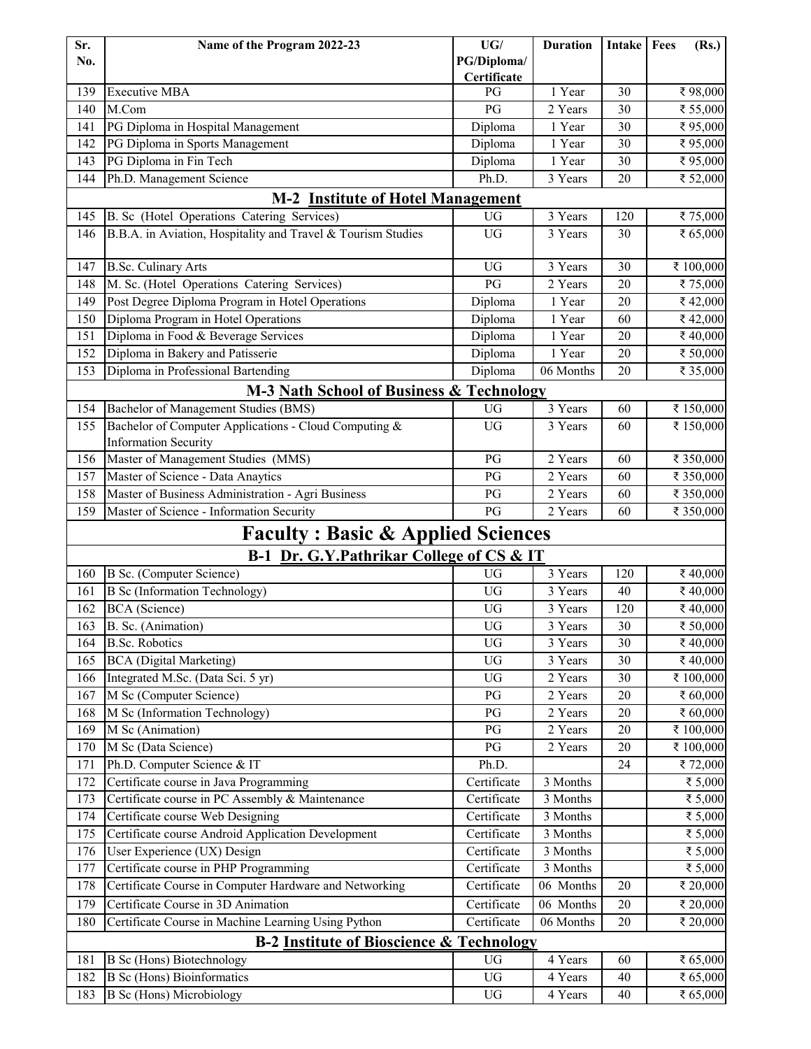| Sr. No. | Name of the Program 2022-23 | UG/ PG/Diploma/ Certificate | Duration | Intake | Fees (Rs.) |
|---|---|---|---|---|---|
| 139 | Executive MBA | PG | 1 Year | 30 | ₹ 98,000 |
| 140 | M.Com | PG | 2 Years | 30 | ₹ 55,000 |
| 141 | PG Diploma in Hospital Management | Diploma | 1 Year | 30 | ₹ 95,000 |
| 142 | PG Diploma in Sports Management | Diploma | 1 Year | 30 | ₹ 95,000 |
| 143 | PG Diploma in Fin Tech | Diploma | 1 Year | 30 | ₹ 95,000 |
| 144 | Ph.D. Management Science | Ph.D. | 3 Years | 20 | ₹ 52,000 |
| | **M-2 Institute of Hotel Management** | | | | |
| 145 | B. Sc (Hotel Operations Catering Services) | UG | 3 Years | 120 | ₹ 75,000 |
| 146 | B.B.A. in Aviation, Hospitality and Travel & Tourism Studies | UG | 3 Years | 30 | ₹ 65,000 |
| 147 | B.Sc. Culinary Arts | UG | 3 Years | 30 | ₹ 100,000 |
| 148 | M. Sc. (Hotel Operations Catering Services) | PG | 2 Years | 20 | ₹ 75,000 |
| 149 | Post Degree Diploma Program in Hotel Operations | Diploma | 1 Year | 20 | ₹ 42,000 |
| 150 | Diploma Program in Hotel Operations | Diploma | 1 Year | 60 | ₹ 42,000 |
| 151 | Diploma in Food & Beverage Services | Diploma | 1 Year | 20 | ₹ 40,000 |
| 152 | Diploma in Bakery and Patisserie | Diploma | 1 Year | 20 | ₹ 50,000 |
| 153 | Diploma in Professional Bartending | Diploma | 06 Months | 20 | ₹ 35,000 |
| | **M-3 Nath School of Business & Technology** | | | | |
| 154 | Bachelor of Management Studies (BMS) | UG | 3 Years | 60 | ₹ 150,000 |
| 155 | Bachelor of Computer Applications - Cloud Computing & Information Security | UG | 3 Years | 60 | ₹ 150,000 |
| 156 | Master of Management Studies (MMS) | PG | 2 Years | 60 | ₹ 350,000 |
| 157 | Master of Science - Data Anaytics | PG | 2 Years | 60 | ₹ 350,000 |
| 158 | Master of Business Administration - Agri Business | PG | 2 Years | 60 | ₹ 350,000 |
| 159 | Master of Science - Information Security | PG | 2 Years | 60 | ₹ 350,000 |
| | **Faculty : Basic & Applied Sciences** | | | | |
| | **B-1 Dr. G.Y.Pathrikar College of CS & IT** | | | | |
| 160 | B Sc. (Computer Science) | UG | 3 Years | 120 | ₹ 40,000 |
| 161 | B Sc (Information Technology) | UG | 3 Years | 40 | ₹ 40,000 |
| 162 | BCA (Science) | UG | 3 Years | 120 | ₹ 40,000 |
| 163 | B. Sc. (Animation) | UG | 3 Years | 30 | ₹ 50,000 |
| 164 | B.Sc. Robotics | UG | 3 Years | 30 | ₹ 40,000 |
| 165 | BCA (Digital Marketing) | UG | 3 Years | 30 | ₹ 40,000 |
| 166 | Integrated M.Sc. (Data Sci. 5 yr) | UG | 2 Years | 30 | ₹ 100,000 |
| 167 | M Sc (Computer Science) | PG | 2 Years | 20 | ₹ 60,000 |
| 168 | M Sc (Information Technology) | PG | 2 Years | 20 | ₹ 60,000 |
| 169 | M Sc (Animation) | PG | 2 Years | 20 | ₹ 100,000 |
| 170 | M Sc (Data Science) | PG | 2 Years | 20 | ₹ 100,000 |
| 171 | Ph.D. Computer Science & IT | Ph.D. | | 24 | ₹ 72,000 |
| 172 | Certificate course in Java Programming | Certificate | 3 Months | | ₹ 5,000 |
| 173 | Certificate course in PC Assembly & Maintenance | Certificate | 3 Months | | ₹ 5,000 |
| 174 | Certificate course Web Designing | Certificate | 3 Months | | ₹ 5,000 |
| 175 | Certificate course Android Application Development | Certificate | 3 Months | | ₹ 5,000 |
| 176 | User Experience (UX) Design | Certificate | 3 Months | | ₹ 5,000 |
| 177 | Certificate course in PHP Programming | Certificate | 3 Months | | ₹ 5,000 |
| 178 | Certificate Course in Computer Hardware and Networking | Certificate | 06 Months | 20 | ₹ 20,000 |
| 179 | Certificate Course in 3D Animation | Certificate | 06 Months | 20 | ₹ 20,000 |
| 180 | Certificate Course in Machine Learning Using Python | Certificate | 06 Months | 20 | ₹ 20,000 |
| | **B-2 Institute of Bioscience & Technology** | | | | |
| 181 | B Sc (Hons) Biotechnology | UG | 4 Years | 60 | ₹ 65,000 |
| 182 | B Sc (Hons) Bioinformatics | UG | 4 Years | 40 | ₹ 65,000 |
| 183 | B Sc (Hons) Microbiology | UG | 4 Years | 40 | ₹ 65,000 |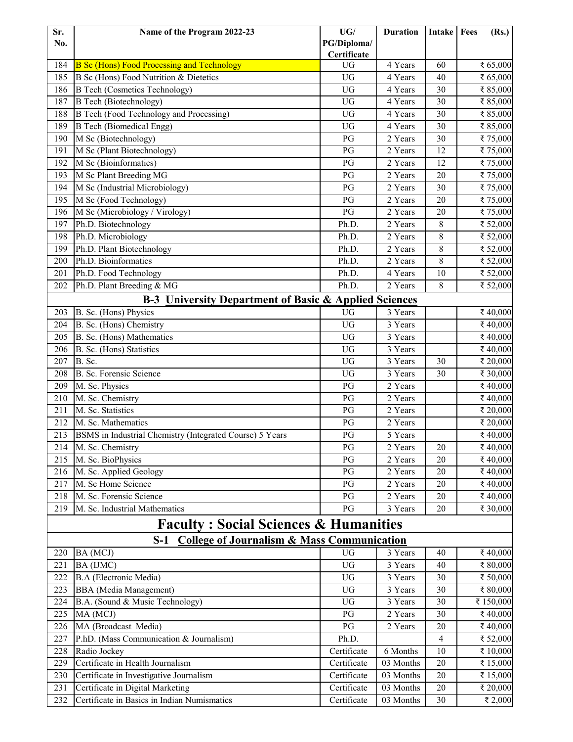| Sr. No. | Name of the Program 2022-23 | UG/ PG/Diploma/ Certificate | Duration | Intake | Fees (Rs.) |
|---|---|---|---|---|---|
| 184 | B Sc (Hons) Food Processing and Technology | UG | 4 Years | 60 | ₹ 65,000 |
| 185 | B Sc (Hons) Food Nutrition & Dietetics | UG | 4 Years | 40 | ₹ 65,000 |
| 186 | B Tech (Cosmetics Technology) | UG | 4 Years | 30 | ₹ 85,000 |
| 187 | B Tech (Biotechnology) | UG | 4 Years | 30 | ₹ 85,000 |
| 188 | B Tech (Food Technology and Processing) | UG | 4 Years | 30 | ₹ 85,000 |
| 189 | B Tech (Biomedical Engg) | UG | 4 Years | 30 | ₹ 85,000 |
| 190 | M Sc (Biotechnology) | PG | 2 Years | 30 | ₹ 75,000 |
| 191 | M Sc (Plant Biotechnology) | PG | 2 Years | 12 | ₹ 75,000 |
| 192 | M Sc (Bioinformatics) | PG | 2 Years | 12 | ₹ 75,000 |
| 193 | M Sc Plant Breeding MG | PG | 2 Years | 20 | ₹ 75,000 |
| 194 | M Sc (Industrial Microbiology) | PG | 2 Years | 30 | ₹ 75,000 |
| 195 | M Sc (Food Technology) | PG | 2 Years | 20 | ₹ 75,000 |
| 196 | M Sc (Microbiology / Virology) | PG | 2 Years | 20 | ₹ 75,000 |
| 197 | Ph.D. Biotechnology | Ph.D. | 2 Years | 8 | ₹ 52,000 |
| 198 | Ph.D. Microbiology | Ph.D. | 2 Years | 8 | ₹ 52,000 |
| 199 | Ph.D. Plant Biotechnology | Ph.D. | 2 Years | 8 | ₹ 52,000 |
| 200 | Ph.D. Bioinformatics | Ph.D. | 2 Years | 8 | ₹ 52,000 |
| 201 | Ph.D. Food Technology | Ph.D. | 4 Years | 10 | ₹ 52,000 |
| 202 | Ph.D. Plant Breeding & MG | Ph.D. | 2 Years | 8 | ₹ 52,000 |
| | **B-3 University Department of Basic & Applied Sciences** | | | | |
| 203 | B. Sc. (Hons) Physics | UG | 3 Years | | ₹ 40,000 |
| 204 | B. Sc. (Hons) Chemistry | UG | 3 Years | | ₹ 40,000 |
| 205 | B. Sc. (Hons) Mathematics | UG | 3 Years | | ₹ 40,000 |
| 206 | B. Sc. (Hons) Statistics | UG | 3 Years | | ₹ 40,000 |
| 207 | B. Sc. | UG | 3 Years | 30 | ₹ 20,000 |
| 208 | B. Sc. Forensic Science | UG | 3 Years | 30 | ₹ 30,000 |
| 209 | M. Sc. Physics | PG | 2 Years | | ₹ 40,000 |
| 210 | M. Sc. Chemistry | PG | 2 Years | | ₹ 40,000 |
| 211 | M. Sc. Statistics | PG | 2 Years | | ₹ 20,000 |
| 212 | M. Sc. Mathematics | PG | 2 Years | | ₹ 20,000 |
| 213 | BSMS in Industrial Chemistry (Integrated Course) 5 Years | PG | 5 Years | | ₹ 40,000 |
| 214 | M. Sc. Chemistry | PG | 2 Years | 20 | ₹ 40,000 |
| 215 | M. Sc. BioPhysics | PG | 2 Years | 20 | ₹ 40,000 |
| 216 | M. Sc. Applied Geology | PG | 2 Years | 20 | ₹ 40,000 |
| 217 | M. Sc Home Science | PG | 2 Years | 20 | ₹ 40,000 |
| 218 | M. Sc. Forensic Science | PG | 2 Years | 20 | ₹ 40,000 |
| 219 | M. Sc. Industrial Mathematics | PG | 3 Years | 20 | ₹ 30,000 |
| | **Faculty : Social Sciences & Humanities** | | | | |
| | **S-1 College of Journalism & Mass Communication** | | | | |
| 220 | BA (MCJ) | UG | 3 Years | 40 | ₹ 40,000 |
| 221 | BA (IJMC) | UG | 3 Years | 40 | ₹ 80,000 |
| 222 | B.A (Electronic Media) | UG | 3 Years | 30 | ₹ 50,000 |
| 223 | BBA (Media Management) | UG | 3 Years | 30 | ₹ 80,000 |
| 224 | B.A. (Sound & Music Technology) | UG | 3 Years | 30 | ₹ 150,000 |
| 225 | MA (MCJ) | PG | 2 Years | 30 | ₹ 40,000 |
| 226 | MA (Broadcast Media) | PG | 2 Years | 20 | ₹ 40,000 |
| 227 | P.hD. (Mass Communication & Journalism) | Ph.D. | | 4 | ₹ 52,000 |
| 228 | Radio Jockey | Certificate | 6 Months | 10 | ₹ 10,000 |
| 229 | Certificate in Health Journalism | Certificate | 03 Months | 20 | ₹ 15,000 |
| 230 | Certificate in Investigative Journalism | Certificate | 03 Months | 20 | ₹ 15,000 |
| 231 | Certificate in Digital Marketing | Certificate | 03 Months | 20 | ₹ 20,000 |
| 232 | Certificate in Basics in Indian Numismatics | Certificate | 03 Months | 30 | ₹ 2,000 |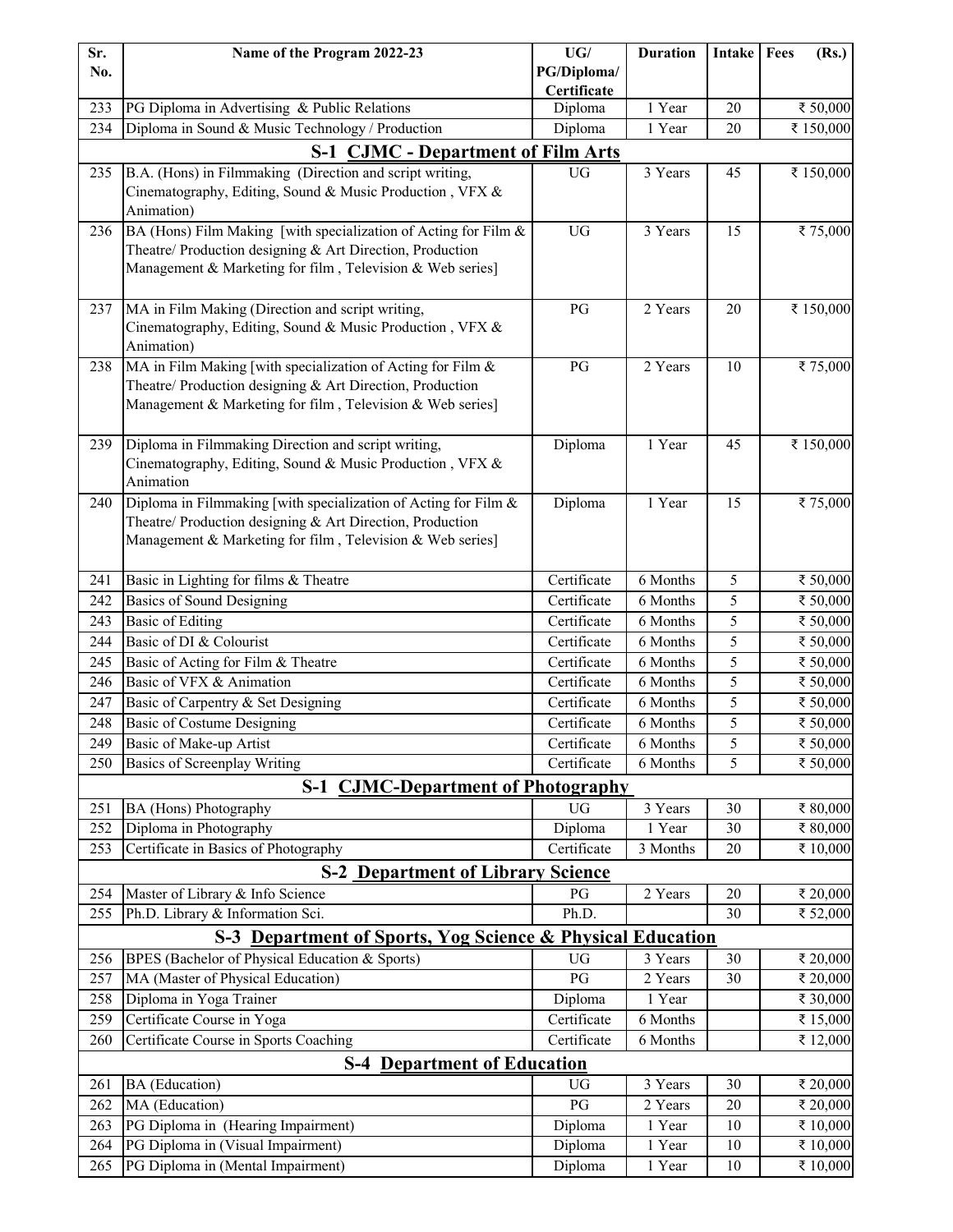| Sr. No. | Name of the Program 2022-23 | UG/ PG/Diploma/ Certificate | Duration | Intake | Fees (Rs.) |
|---|---|---|---|---|---|
| 233 | PG Diploma in Advertising & Public Relations | Diploma | 1 Year | 20 | ₹ 50,000 |
| 234 | Diploma in Sound & Music Technology / Production | Diploma | 1 Year | 20 | ₹ 150,000 |
| | **S-1 CJMC - Department of Film Arts** | | | | |
| 235 | B.A. (Hons) in Filmmaking (Direction and script writing, Cinematography, Editing, Sound & Music Production , VFX & Animation) | UG | 3 Years | 45 | ₹ 150,000 |
| 236 | BA (Hons) Film Making [with specialization of Acting for Film & Theatre/ Production designing & Art Direction, Production Management & Marketing for film , Television & Web series] | UG | 3 Years | 15 | ₹ 75,000 |
| 237 | MA in Film Making (Direction and script writing, Cinematography, Editing, Sound & Music Production , VFX & Animation) | PG | 2 Years | 20 | ₹ 150,000 |
| 238 | MA in Film Making [with specialization of Acting for Film & Theatre/ Production designing & Art Direction, Production Management & Marketing for film , Television & Web series] | PG | 2 Years | 10 | ₹ 75,000 |
| 239 | Diploma in Filmmaking Direction and script writing, Cinematography, Editing, Sound & Music Production , VFX & Animation | Diploma | 1 Year | 45 | ₹ 150,000 |
| 240 | Diploma in Filmmaking [with specialization of Acting for Film & Theatre/ Production designing & Art Direction, Production Management & Marketing for film , Television & Web series] | Diploma | 1 Year | 15 | ₹ 75,000 |
| 241 | Basic in Lighting for films & Theatre | Certificate | 6 Months | 5 | ₹ 50,000 |
| 242 | Basics of Sound Designing | Certificate | 6 Months | 5 | ₹ 50,000 |
| 243 | Basic of Editing | Certificate | 6 Months | 5 | ₹ 50,000 |
| 244 | Basic of DI & Colourist | Certificate | 6 Months | 5 | ₹ 50,000 |
| 245 | Basic of Acting for Film & Theatre | Certificate | 6 Months | 5 | ₹ 50,000 |
| 246 | Basic of VFX & Animation | Certificate | 6 Months | 5 | ₹ 50,000 |
| 247 | Basic of Carpentry & Set Designing | Certificate | 6 Months | 5 | ₹ 50,000 |
| 248 | Basic of Costume Designing | Certificate | 6 Months | 5 | ₹ 50,000 |
| 249 | Basic of Make-up Artist | Certificate | 6 Months | 5 | ₹ 50,000 |
| 250 | Basics of Screenplay Writing | Certificate | 6 Months | 5 | ₹ 50,000 |
| | **S-1 CJMC-Department of Photography** | | | | |
| 251 | BA (Hons) Photography | UG | 3 Years | 30 | ₹ 80,000 |
| 252 | Diploma in Photography | Diploma | 1 Year | 30 | ₹ 80,000 |
| 253 | Certificate in Basics of Photography | Certificate | 3 Months | 20 | ₹ 10,000 |
| | **S-2 Department of Library Science** | | | | |
| 254 | Master of Library & Info Science | PG | 2 Years | 20 | ₹ 20,000 |
| 255 | Ph.D. Library & Information Sci. | Ph.D. | | 30 | ₹ 52,000 |
| | **S-3 Department of Sports, Yog Science & Physical Education** | | | | |
| 256 | BPES (Bachelor of Physical Education & Sports) | UG | 3 Years | 30 | ₹ 20,000 |
| 257 | MA (Master of Physical Education) | PG | 2 Years | 30 | ₹ 20,000 |
| 258 | Diploma in Yoga Trainer | Diploma | 1 Year | | ₹ 30,000 |
| 259 | Certificate Course in Yoga | Certificate | 6 Months | | ₹ 15,000 |
| 260 | Certificate Course in Sports Coaching | Certificate | 6 Months | | ₹ 12,000 |
| | **S-4 Department of Education** | | | | |
| 261 | BA (Education) | UG | 3 Years | 30 | ₹ 20,000 |
| 262 | MA (Education) | PG | 2 Years | 20 | ₹ 20,000 |
| 263 | PG Diploma in (Hearing Impairment) | Diploma | 1 Year | 10 | ₹ 10,000 |
| 264 | PG Diploma in (Visual Impairment) | Diploma | 1 Year | 10 | ₹ 10,000 |
| 265 | PG Diploma in (Mental Impairment) | Diploma | 1 Year | 10 | ₹ 10,000 |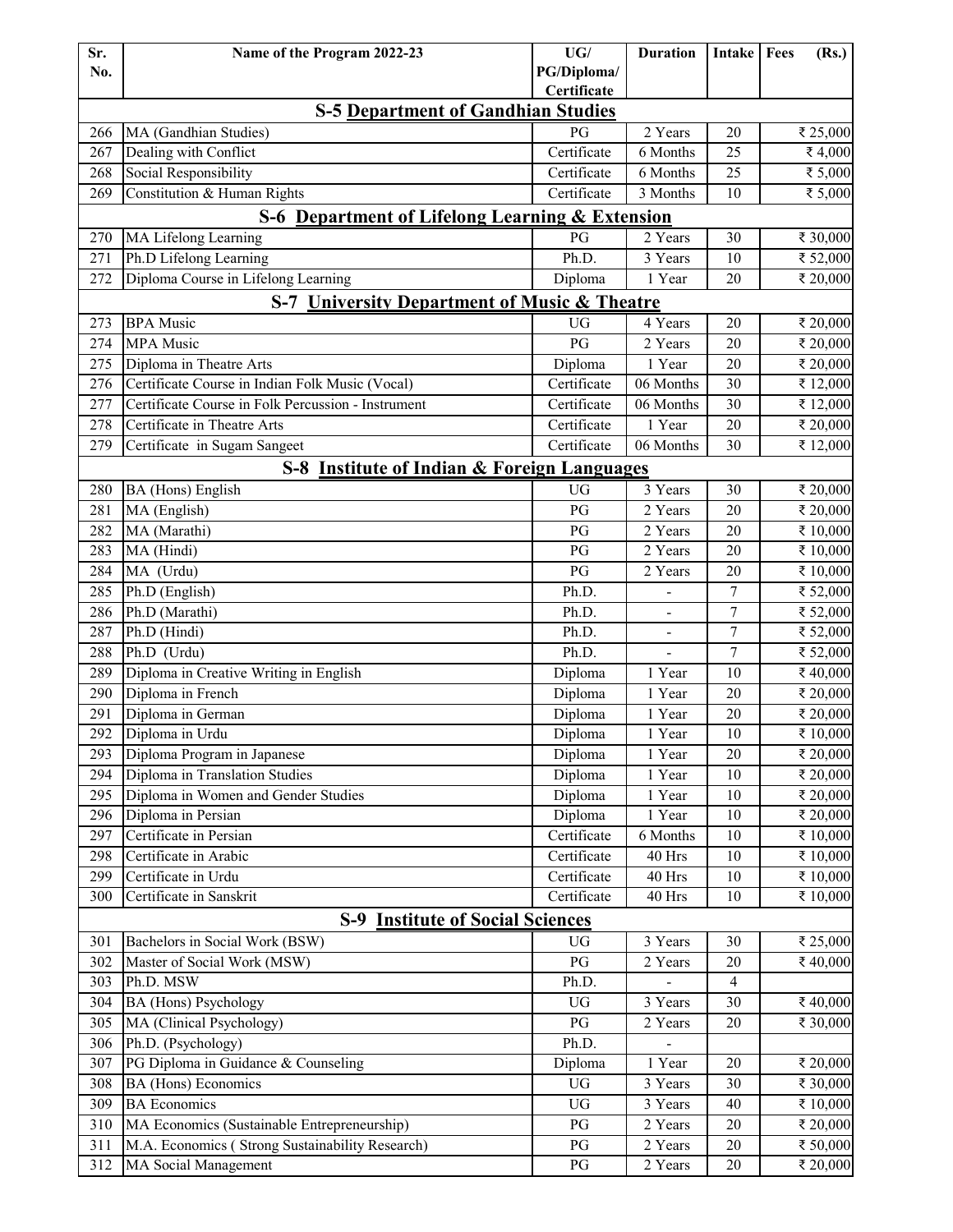| Sr. No. | Name of the Program 2022-23 | UG/ PG/Diploma/ Certificate | Duration | Intake | Fees (Rs.) |
|---|---|---|---|---|---|
| **S-5 Department of Gandhian Studies** | | | | | |
| 266 | MA (Gandhian Studies) | PG | 2 Years | 20 | ₹ 25,000 |
| 267 | Dealing with Conflict | Certificate | 6 Months | 25 | ₹ 4,000 |
| 268 | Social Responsibility | Certificate | 6 Months | 25 | ₹ 5,000 |
| 269 | Constitution & Human Rights | Certificate | 3 Months | 10 | ₹ 5,000 |
| **S-6 Department of Lifelong Learning & Extension** | | | | | |
| 270 | MA Lifelong Learning | PG | 2 Years | 30 | ₹ 30,000 |
| 271 | Ph.D Lifelong Learning | Ph.D. | 3 Years | 10 | ₹ 52,000 |
| 272 | Diploma Course in Lifelong Learning | Diploma | 1 Year | 20 | ₹ 20,000 |
| **S-7 University Department of Music & Theatre** | | | | | |
| 273 | BPA Music | UG | 4 Years | 20 | ₹ 20,000 |
| 274 | MPA Music | PG | 2 Years | 20 | ₹ 20,000 |
| 275 | Diploma in Theatre Arts | Diploma | 1 Year | 20 | ₹ 20,000 |
| 276 | Certificate Course in Indian Folk Music (Vocal) | Certificate | 06 Months | 30 | ₹ 12,000 |
| 277 | Certificate Course in Folk Percussion - Instrument | Certificate | 06 Months | 30 | ₹ 12,000 |
| 278 | Certificate in Theatre Arts | Certificate | 1 Year | 20 | ₹ 20,000 |
| 279 | Certificate in Sugam Sangeet | Certificate | 06 Months | 30 | ₹ 12,000 |
| **S-8 Institute of Indian & Foreign Languages** | | | | | |
| 280 | BA (Hons) English | UG | 3 Years | 30 | ₹ 20,000 |
| 281 | MA (English) | PG | 2 Years | 20 | ₹ 20,000 |
| 282 | MA (Marathi) | PG | 2 Years | 20 | ₹ 10,000 |
| 283 | MA (Hindi) | PG | 2 Years | 20 | ₹ 10,000 |
| 284 | MA (Urdu) | PG | 2 Years | 20 | ₹ 10,000 |
| 285 | Ph.D (English) | Ph.D. | - | 7 | ₹ 52,000 |
| 286 | Ph.D (Marathi) | Ph.D. | - | 7 | ₹ 52,000 |
| 287 | Ph.D (Hindi) | Ph.D. | - | 7 | ₹ 52,000 |
| 288 | Ph.D (Urdu) | Ph.D. | - | 7 | ₹ 52,000 |
| 289 | Diploma in Creative Writing in English | Diploma | 1 Year | 10 | ₹ 40,000 |
| 290 | Diploma in French | Diploma | 1 Year | 20 | ₹ 20,000 |
| 291 | Diploma in German | Diploma | 1 Year | 20 | ₹ 20,000 |
| 292 | Diploma in Urdu | Diploma | 1 Year | 10 | ₹ 10,000 |
| 293 | Diploma Program in Japanese | Diploma | 1 Year | 20 | ₹ 20,000 |
| 294 | Diploma in Translation Studies | Diploma | 1 Year | 10 | ₹ 20,000 |
| 295 | Diploma in Women and Gender Studies | Diploma | 1 Year | 10 | ₹ 20,000 |
| 296 | Diploma in Persian | Diploma | 1 Year | 10 | ₹ 20,000 |
| 297 | Certificate in Persian | Certificate | 6 Months | 10 | ₹ 10,000 |
| 298 | Certificate in Arabic | Certificate | 40 Hrs | 10 | ₹ 10,000 |
| 299 | Certificate in Urdu | Certificate | 40 Hrs | 10 | ₹ 10,000 |
| 300 | Certificate in Sanskrit | Certificate | 40 Hrs | 10 | ₹ 10,000 |
| **S-9 Institute of Social Sciences** | | | | | |
| 301 | Bachelors in Social Work (BSW) | UG | 3 Years | 30 | ₹ 25,000 |
| 302 | Master of Social Work (MSW) | PG | 2 Years | 20 | ₹ 40,000 |
| 303 | Ph.D. MSW | Ph.D. | - | 4 | |
| 304 | BA (Hons) Psychology | UG | 3 Years | 30 | ₹ 40,000 |
| 305 | MA (Clinical Psychology) | PG | 2 Years | 20 | ₹ 30,000 |
| 306 | Ph.D. (Psychology) | Ph.D. | - | | |
| 307 | PG Diploma in Guidance & Counseling | Diploma | 1 Year | 20 | ₹ 20,000 |
| 308 | BA (Hons) Economics | UG | 3 Years | 30 | ₹ 30,000 |
| 309 | BA Economics | UG | 3 Years | 40 | ₹ 10,000 |
| 310 | MA Economics (Sustainable Entrepreneurship) | PG | 2 Years | 20 | ₹ 20,000 |
| 311 | M.A. Economics ( Strong Sustainability Research) | PG | 2 Years | 20 | ₹ 50,000 |
| 312 | MA Social Management | PG | 2 Years | 20 | ₹ 20,000 |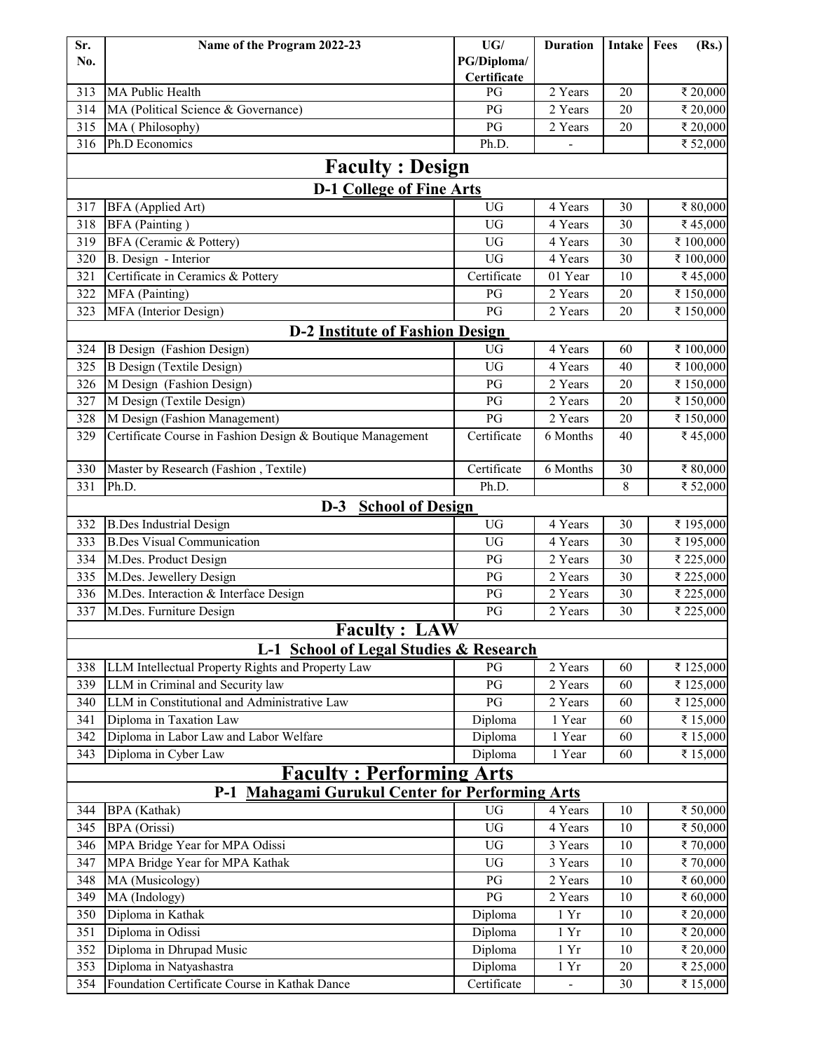| Sr. No. | Name of the Program 2022-23 | UG/ PG/Diploma/ Certificate | Duration | Intake | Fees (Rs.) |
|---|---|---|---|---|---|
| 313 | MA Public Health | PG | 2 Years | 20 | ₹ 20,000 |
| 314 | MA (Political Science & Governance) | PG | 2 Years | 20 | ₹ 20,000 |
| 315 | MA ( Philosophy) | PG | 2 Years | 20 | ₹ 20,000 |
| 316 | Ph.D Economics | Ph.D. | - | | ₹ 52,000 |
| **Faculty : Design** | | | | | |
| **D-1 College of Fine Arts** | | | | | |
| 317 | BFA (Applied Art) | UG | 4 Years | 30 | ₹ 80,000 |
| 318 | BFA (Painting ) | UG | 4 Years | 30 | ₹ 45,000 |
| 319 | BFA (Ceramic & Pottery) | UG | 4 Years | 30 | ₹ 100,000 |
| 320 | B. Design - Interior | UG | 4 Years | 30 | ₹ 100,000 |
| 321 | Certificate in Ceramics & Pottery | Certificate | 01 Year | 10 | ₹ 45,000 |
| 322 | MFA (Painting) | PG | 2 Years | 20 | ₹ 150,000 |
| 323 | MFA (Interior Design) | PG | 2 Years | 20 | ₹ 150,000 |
| **D-2 Institute of Fashion Design** | | | | | |
| 324 | B Design (Fashion Design) | UG | 4 Years | 60 | ₹ 100,000 |
| 325 | B Design (Textile Design) | UG | 4 Years | 40 | ₹ 100,000 |
| 326 | M Design (Fashion Design) | PG | 2 Years | 20 | ₹ 150,000 |
| 327 | M Design (Textile Design) | PG | 2 Years | 20 | ₹ 150,000 |
| 328 | M Design (Fashion Management) | PG | 2 Years | 20 | ₹ 150,000 |
| 329 | Certificate Course in Fashion Design & Boutique Management | Certificate | 6 Months | 40 | ₹ 45,000 |
| 330 | Master by Research (Fashion , Textile) | Certificate | 6 Months | 30 | ₹ 80,000 |
| 331 | Ph.D. | Ph.D. | | 8 | ₹ 52,000 |
| **D-3 School of Design** | | | | | |
| 332 | B.Des Industrial Design | UG | 4 Years | 30 | ₹ 195,000 |
| 333 | B.Des Visual Communication | UG | 4 Years | 30 | ₹ 195,000 |
| 334 | M.Des. Product Design | PG | 2 Years | 30 | ₹ 225,000 |
| 335 | M.Des. Jewellery Design | PG | 2 Years | 30 | ₹ 225,000 |
| 336 | M.Des. Interaction & Interface Design | PG | 2 Years | 30 | ₹ 225,000 |
| 337 | M.Des. Furniture Design | PG | 2 Years | 30 | ₹ 225,000 |
| **Faculty : LAW** | | | | | |
| **L-1 School of Legal Studies & Research** | | | | | |
| 338 | LLM Intellectual Property Rights and Property Law | PG | 2 Years | 60 | ₹ 125,000 |
| 339 | LLM in Criminal and Security law | PG | 2 Years | 60 | ₹ 125,000 |
| 340 | LLM in Constitutional and Administrative Law | PG | 2 Years | 60 | ₹ 125,000 |
| 341 | Diploma in Taxation Law | Diploma | 1 Year | 60 | ₹ 15,000 |
| 342 | Diploma in Labor Law and Labor Welfare | Diploma | 1 Year | 60 | ₹ 15,000 |
| 343 | Diploma in Cyber Law | Diploma | 1 Year | 60 | ₹ 15,000 |
| **Faculty : Performing Arts** | | | | | |
| **P-1 Mahagami Gurukul Center for Performing Arts** | | | | | |
| 344 | BPA (Kathak) | UG | 4 Years | 10 | ₹ 50,000 |
| 345 | BPA (Orissi) | UG | 4 Years | 10 | ₹ 50,000 |
| 346 | MPA Bridge Year for MPA Odissi | UG | 3 Years | 10 | ₹ 70,000 |
| 347 | MPA Bridge Year for MPA Kathak | UG | 3 Years | 10 | ₹ 70,000 |
| 348 | MA (Musicology) | PG | 2 Years | 10 | ₹ 60,000 |
| 349 | MA (Indology) | PG | 2 Years | 10 | ₹ 60,000 |
| 350 | Diploma in Kathak | Diploma | 1 Yr | 10 | ₹ 20,000 |
| 351 | Diploma in Odissi | Diploma | 1 Yr | 10 | ₹ 20,000 |
| 352 | Diploma in Dhrupad Music | Diploma | 1 Yr | 10 | ₹ 20,000 |
| 353 | Diploma in Natyashastra | Diploma | 1 Yr | 20 | ₹ 25,000 |
| 354 | Foundation Certificate Course in Kathak Dance | Certificate | - | 30 | ₹ 15,000 |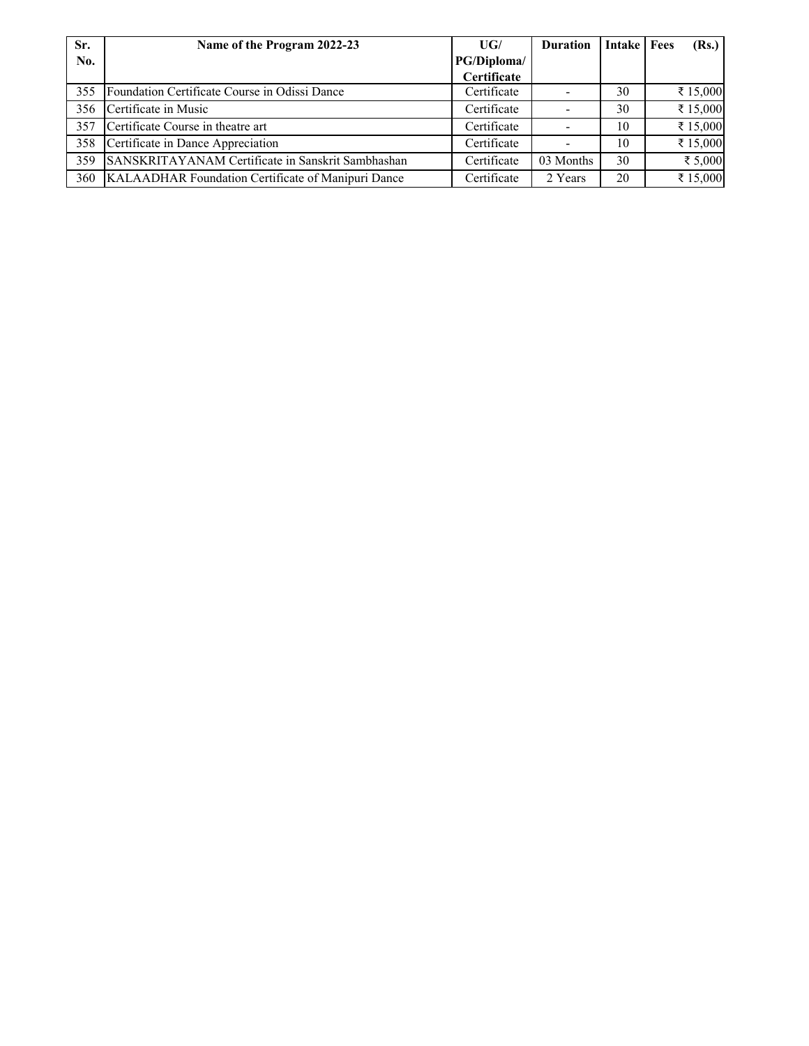| Sr. No. | Name of the Program 2022-23 | UG/ PG/Diploma/ Certificate | Duration | Intake | Fees (Rs.) |
|---|---|---|---|---|---|
| 355 | Foundation Certificate Course in Odissi Dance | Certificate | - | 30 | ₹ 15,000 |
| 356 | Certificate in Music | Certificate | - | 30 | ₹ 15,000 |
| 357 | Certificate Course in theatre art | Certificate | - | 10 | ₹ 15,000 |
| 358 | Certificate in Dance Appreciation | Certificate | - | 10 | ₹ 15,000 |
| 359 | SANSKRITAYANAM Certificate in Sanskrit Sambhashan | Certificate | 03 Months | 30 | ₹ 5,000 |
| 360 | KALAADHAR Foundation Certificate of Manipuri Dance | Certificate | 2 Years | 20 | ₹ 15,000 |